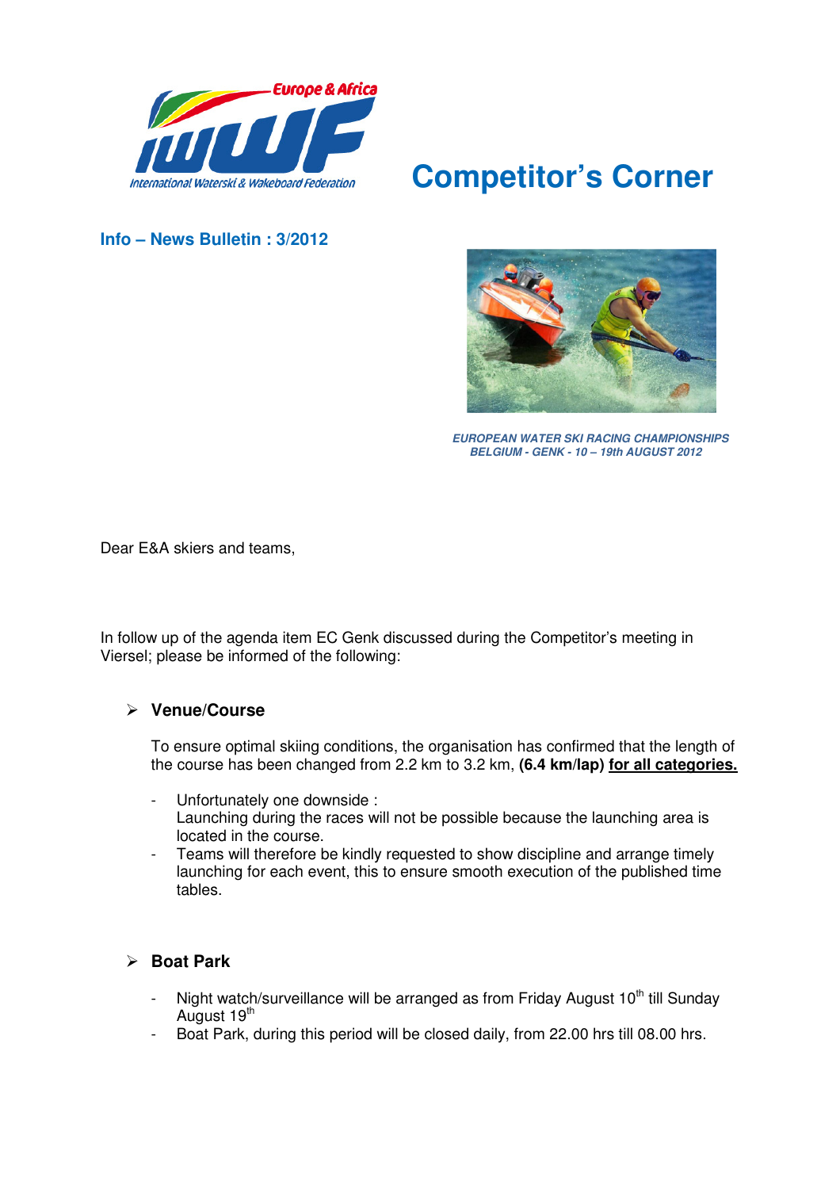# Competitor's Corner

**Info – News Bulletin : 3/2012**

*EUROPEAN WATER SKI RACING CHAMPIONSHIPS*
*BELGIUM - GENK - 10 – 19th AUGUST 2012*

Dear E&A skiers and teams,

In follow up of the agenda item EC Genk discussed during the Competitor's meeting in Viersel; please be informed of the following:

- **Venue/Course**

  To ensure optimal skiing conditions, the organisation has confirmed that the length of the course has been changed from 2.2 km to 3.2 km, **(6.4 km/lap)** **<u>for all categories.</u>**

  - Unfortunately one downside :
    Launching during the races will not be possible because the launching area is located in the course.
  - Teams will therefore be kindly requested to show discipline and arrange timely launching for each event, this to ensure smooth execution of the published time tables.

- **Boat Park**

  - Night watch/surveillance will be arranged as from Friday August 10th till Sunday August 19th
  - Boat Park, during this period will be closed daily, from 22.00 hrs till 08.00 hrs.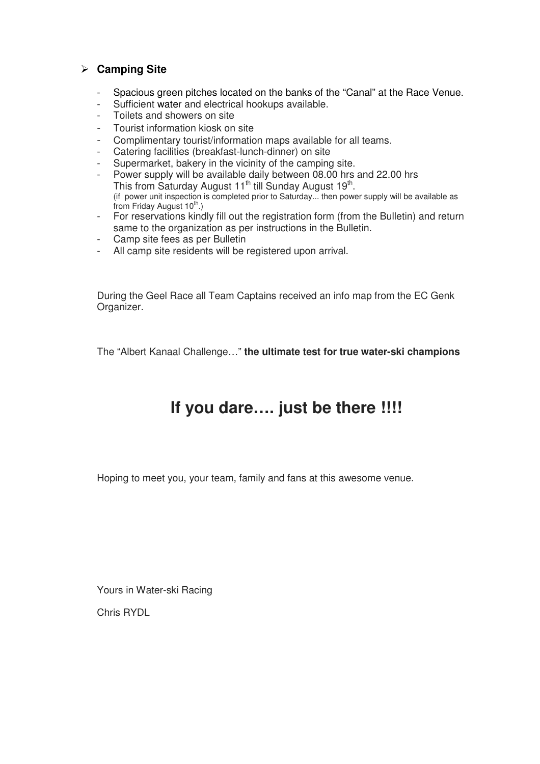- **Camping Site**

  - Spacious green pitches located on the banks of the “Canal” at the Race Venue.
  - Sufficient water and electrical hookups available.
  - Toilets and showers on site
  - Tourist information kiosk on site
  - Complimentary tourist/information maps available for all teams.
  - Catering facilities (breakfast-lunch-dinner) on site
  - Supermarket, bakery in the vicinity of the camping site.
  - Power supply will be available daily between 08.00 hrs and 22.00 hrs
    This from Saturday August 11th till Sunday August 19th.
    (if power unit inspection is completed prior to Saturday... then power supply will be available as from Friday August 10th.)
  - For reservations kindly fill out the registration form (from the Bulletin) and return same to the organization as per instructions in the Bulletin.
  - Camp site fees as per Bulletin
  - All camp site residents will be registered upon arrival.

During the Geel Race all Team Captains received an info map from the EC Genk Organizer.

The “Albert Kanaal Challenge…” **the ultimate test for true water-ski champions**

# If you dare…. just be there !!!!

Hoping to meet you, your team, family and fans at this awesome venue.

Yours in Water-ski Racing

Chris RYDL